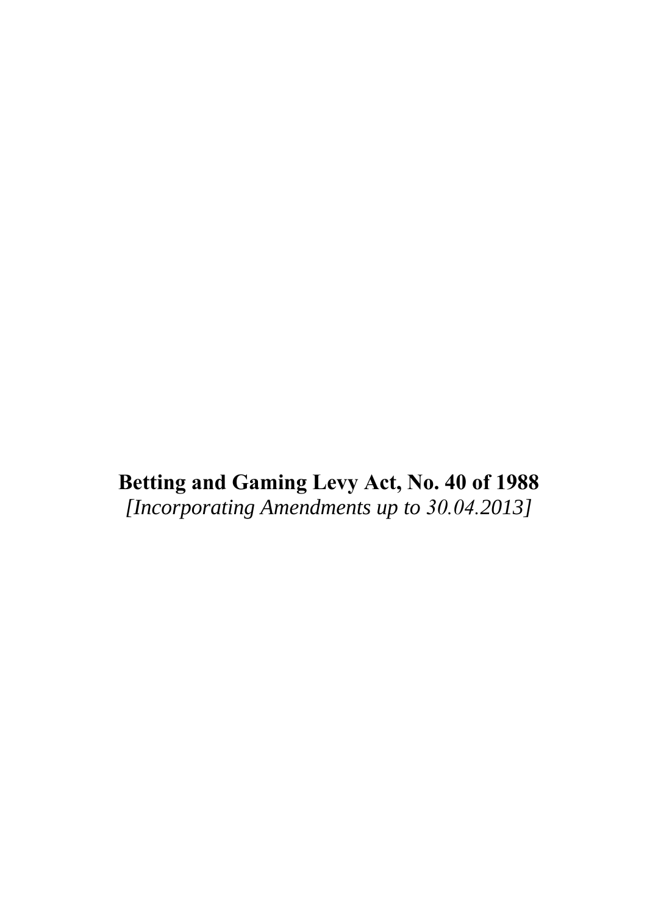# Betting and Gaming Levy Act, No. 40 of 1988

*[Incorporating Amendments up to 30.04.2013]*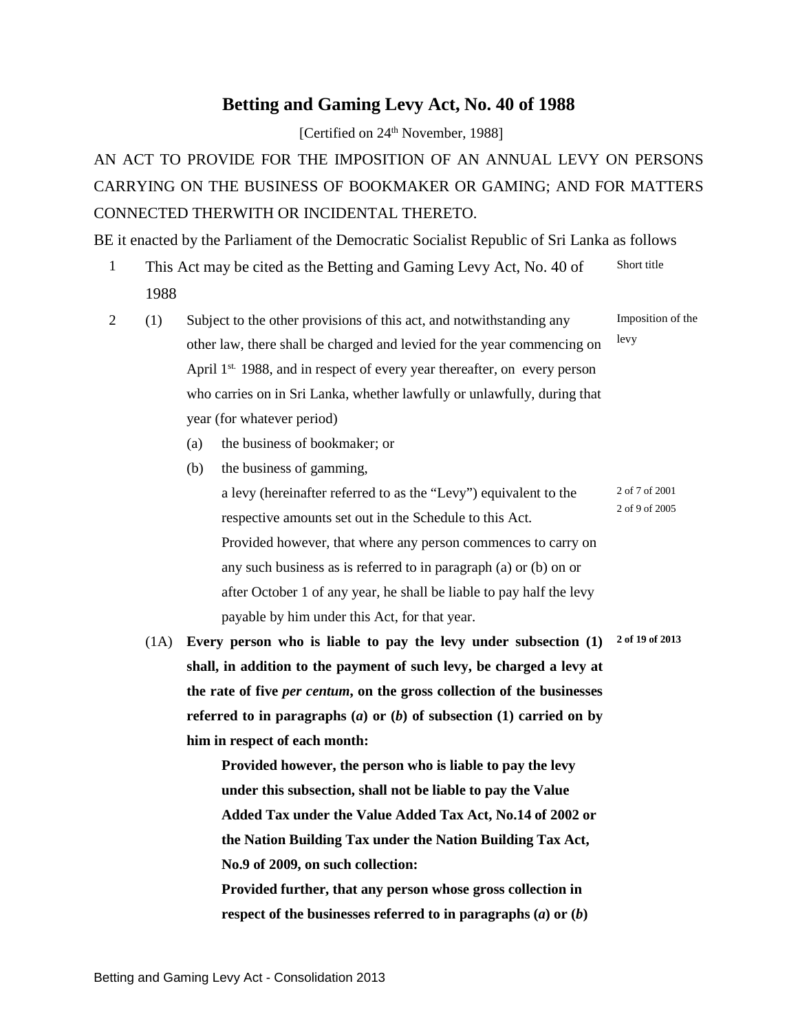# Betting and Gaming Levy Act, No. 40 of 1988

[Certified on 24th November, 1988]

AN ACT TO PROVIDE FOR THE IMPOSITION OF AN ANNUAL LEVY ON PERSONS CARRYING ON THE BUSINESS OF BOOKMAKER OR GAMING; AND FOR MATTERS CONNECTED THERWITH OR INCIDENTAL THERETO.

BE it enacted by the Parliament of the Democratic Socialist Republic of Sri Lanka as follows

1 This Act may be cited as the Betting and Gaming Levy Act, No. 40 of 1988 — *Short title*

2 (1) Subject to the other provisions of this act, and notwithstanding any other law, there shall be charged and levied for the year commencing on April 1st. 1988, and in respect of every year thereafter, on every person who carries on in Sri Lanka, whether lawfully or unlawfully, during that year (for whatever period) — *Imposition of the levy*

(a) the business of bookmaker; or

(b) the business of gamming,

a levy (hereinafter referred to as the "Levy") equivalent to the respective amounts set out in the Schedule to this Act. — *2 of 7 of 2001; 2 of 9 of 2005*

Provided however, that where any person commences to carry on any such business as is referred to in paragraph (a) or (b) on or after October 1 of any year, he shall be liable to pay half the levy payable by him under this Act, for that year.

(1A) **Every person who is liable to pay the levy under subsection (1) shall, in addition to the payment of such levy, be charged a levy at the rate of five *per centum*, on the gross collection of the businesses referred to in paragraphs (*a*) or (*b*) of subsection (1) carried on by him in respect of each month:** — ***2 of 19 of 2013***

**Provided however, the person who is liable to pay the levy under this subsection, shall not be liable to pay the Value Added Tax under the Value Added Tax Act, No.14 of 2002 or the Nation Building Tax under the Nation Building Tax Act, No.9 of 2009, on such collection:**

**Provided further, that any person whose gross collection in respect of the businesses referred to in paragraphs (*a*) or (*b*)**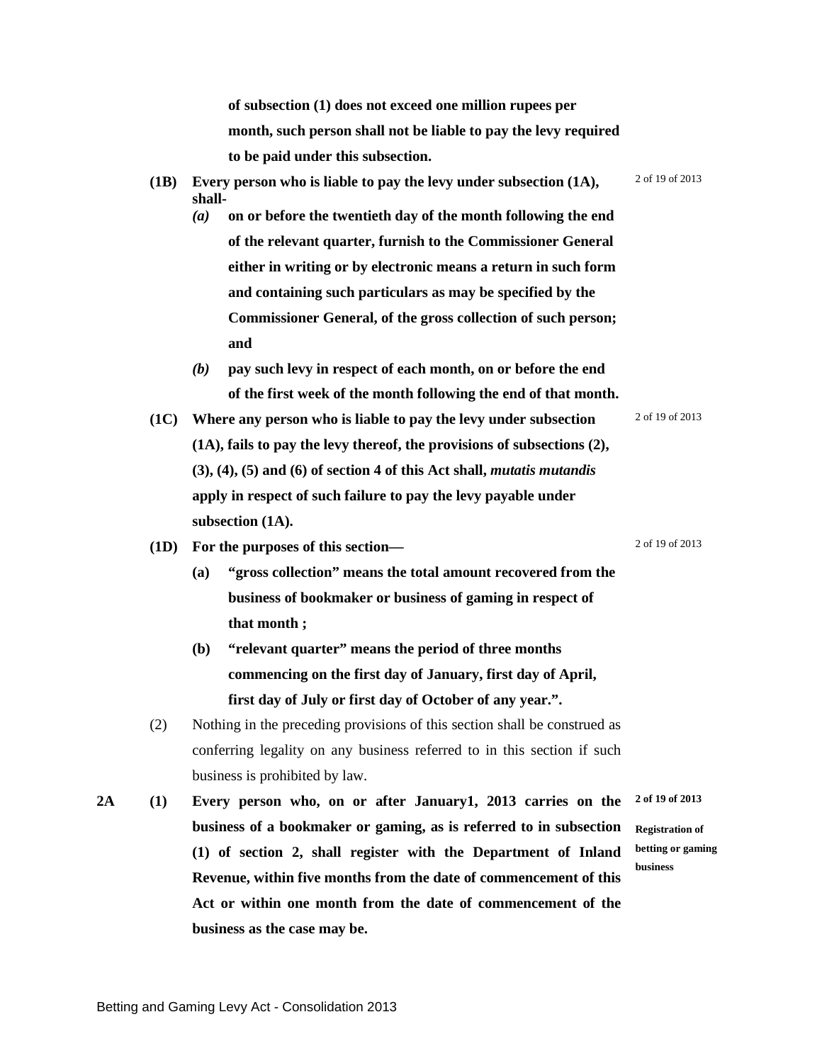**of subsection (1) does not exceed one million rupees per month, such person shall not be liable to pay the levy required to be paid under this subsection.**

**(1B)** **Every person who is liable to pay the levy under subsection (1A), shall-** 2 of 19 of 2013

***(a)*** **on or before the twentieth day of the month following the end of the relevant quarter, furnish to the Commissioner General either in writing or by electronic means a return in such form and containing such particulars as may be specified by the Commissioner General, of the gross collection of such person; and**

***(b)*** **pay such levy in respect of each month, on or before the end of the first week of the month following the end of that month.**

**(1C)** **Where any person who is liable to pay the levy under subsection (1A), fails to pay the levy thereof, the provisions of subsections (2), (3), (4), (5) and (6) of section 4 of this Act shall, *mutatis mutandis* apply in respect of such failure to pay the levy payable under subsection (1A).** 2 of 19 of 2013

**(1D)** **For the purposes of this section—** 2 of 19 of 2013

**(a)** **"gross collection" means the total amount recovered from the business of bookmaker or business of gaming in respect of that month ;**

**(b)** **"relevant quarter" means the period of three months commencing on the first day of January, first day of April, first day of July or first day of October of any year.".**

(2) Nothing in the preceding provisions of this section shall be construed as conferring legality on any business referred to in this section if such business is prohibited by law.

**2A** **(1)** **Every person who, on or after January1, 2013 carries on the business of a bookmaker or gaming, as is referred to in subsection (1) of section 2, shall register with the Department of Inland Revenue, within five months from the date of commencement of this Act or within one month from the date of commencement of the business as the case may be.**

**2 of 19 of 2013**

**Registration of betting or gaming business**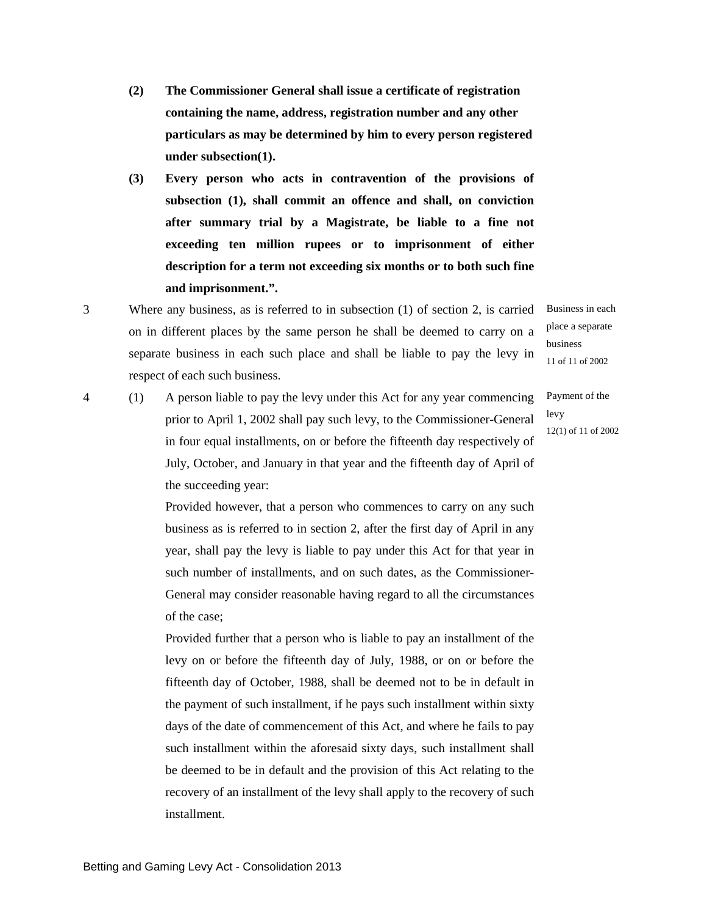**(2) The Commissioner General shall issue a certificate of registration containing the name, address, registration number and any other particulars as may be determined by him to every person registered under subsection(1).**

**(3) Every person who acts in contravention of the provisions of subsection (1), shall commit an offence and shall, on conviction after summary trial by a Magistrate, be liable to a fine not exceeding ten million rupees or to imprisonment of either description for a term not exceeding six months or to both such fine and imprisonment.".**

3 Where any business, as is referred to in subsection (1) of section 2, is carried on in different places by the same person he shall be deemed to carry on a separate business in each such place and shall be liable to pay the levy in respect of each such business.

*Business in each place a separate business*
*11 of 11 of 2002*

4 (1) A person liable to pay the levy under this Act for any year commencing prior to April 1, 2002 shall pay such levy, to the Commissioner-General in four equal installments, on or before the fifteenth day respectively of July, October, and January in that year and the fifteenth day of April of the succeeding year:

*Payment of the levy*
*12(1) of 11 of 2002*

Provided however, that a person who commences to carry on any such business as is referred to in section 2, after the first day of April in any year, shall pay the levy is liable to pay under this Act for that year in such number of installments, and on such dates, as the Commissioner-General may consider reasonable having regard to all the circumstances of the case;

Provided further that a person who is liable to pay an installment of the levy on or before the fifteenth day of July, 1988, or on or before the fifteenth day of October, 1988, shall be deemed not to be in default in the payment of such installment, if he pays such installment within sixty days of the date of commencement of this Act, and where he fails to pay such installment within the aforesaid sixty days, such installment shall be deemed to be in default and the provision of this Act relating to the recovery of an installment of the levy shall apply to the recovery of such installment.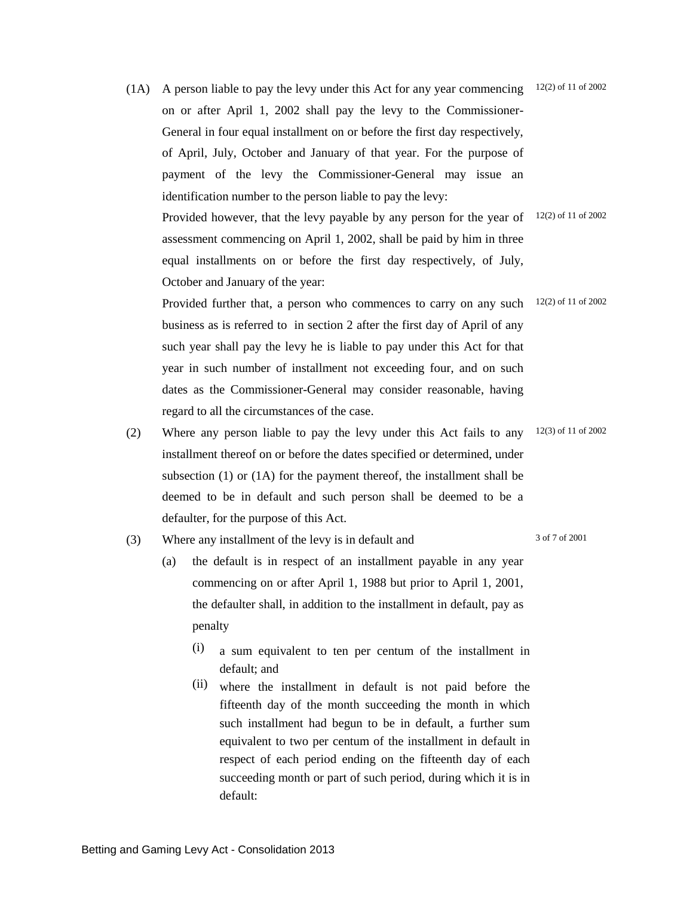(1A) A person liable to pay the levy under this Act for any year commencing on or after April 1, 2002 shall pay the levy to the Commissioner-General in four equal installment on or before the first day respectively, of April, July, October and January of that year. For the purpose of payment of the levy the Commissioner-General may issue an identification number to the person liable to pay the levy: *12(2) of 11 of 2002*

Provided however, that the levy payable by any person for the year of assessment commencing on April 1, 2002, shall be paid by him in three equal installments on or before the first day respectively, of July, October and January of the year: *12(2) of 11 of 2002*

Provided further that, a person who commences to carry on any such business as is referred to in section 2 after the first day of April of any such year shall pay the levy he is liable to pay under this Act for that year in such number of installment not exceeding four, and on such dates as the Commissioner-General may consider reasonable, having regard to all the circumstances of the case. *12(2) of 11 of 2002*

(2) Where any person liable to pay the levy under this Act fails to any installment thereof on or before the dates specified or determined, under subsection (1) or (1A) for the payment thereof, the installment shall be deemed to be in default and such person shall be deemed to be a defaulter, for the purpose of this Act. *12(3) of 11 of 2002*

(3) Where any installment of the levy is in default and *3 of 7 of 2001*

(a) the default is in respect of an installment payable in any year commencing on or after April 1, 1988 but prior to April 1, 2001, the defaulter shall, in addition to the installment in default, pay as penalty

(i) a sum equivalent to ten per centum of the installment in default; and

(ii) where the installment in default is not paid before the fifteenth day of the month succeeding the month in which such installment had begun to be in default, a further sum equivalent to two per centum of the installment in default in respect of each period ending on the fifteenth day of each succeeding month or part of such period, during which it is in default: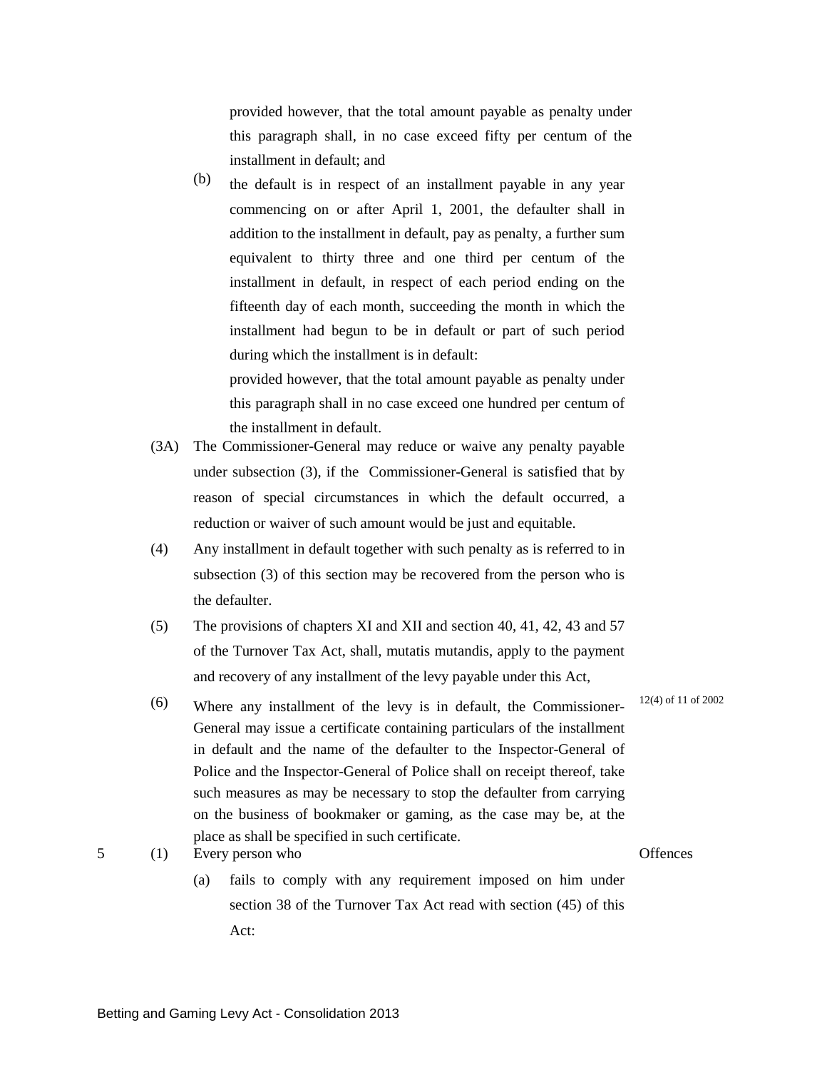provided however, that the total amount payable as penalty under this paragraph shall, in no case exceed fifty per centum of the installment in default; and

(b) the default is in respect of an installment payable in any year commencing on or after April 1, 2001, the defaulter shall in addition to the installment in default, pay as penalty, a further sum equivalent to thirty three and one third per centum of the installment in default, in respect of each period ending on the fifteenth day of each month, succeeding the month in which the installment had begun to be in default or part of such period during which the installment is in default:

provided however, that the total amount payable as penalty under this paragraph shall in no case exceed one hundred per centum of the installment in default.

(3A) The Commissioner-General may reduce or waive any penalty payable under subsection (3), if the Commissioner-General is satisfied that by reason of special circumstances in which the default occurred, a reduction or waiver of such amount would be just and equitable.

(4) Any installment in default together with such penalty as is referred to in subsection (3) of this section may be recovered from the person who is the defaulter.

(5) The provisions of chapters XI and XII and section 40, 41, 42, 43 and 57 of the Turnover Tax Act, shall, mutatis mutandis, apply to the payment and recovery of any installment of the levy payable under this Act,

(6) Where any installment of the levy is in default, the Commissioner-General may issue a certificate containing particulars of the installment in default and the name of the defaulter to the Inspector-General of Police and the Inspector-General of Police shall on receipt thereof, take such measures as may be necessary to stop the defaulter from carrying on the business of bookmaker or gaming, as the case may be, at the place as shall be specified in such certificate.

12(4) of 11 of 2002

**Offences**

5 (1) Every person who

(a) fails to comply with any requirement imposed on him under section 38 of the Turnover Tax Act read with section (45) of this Act: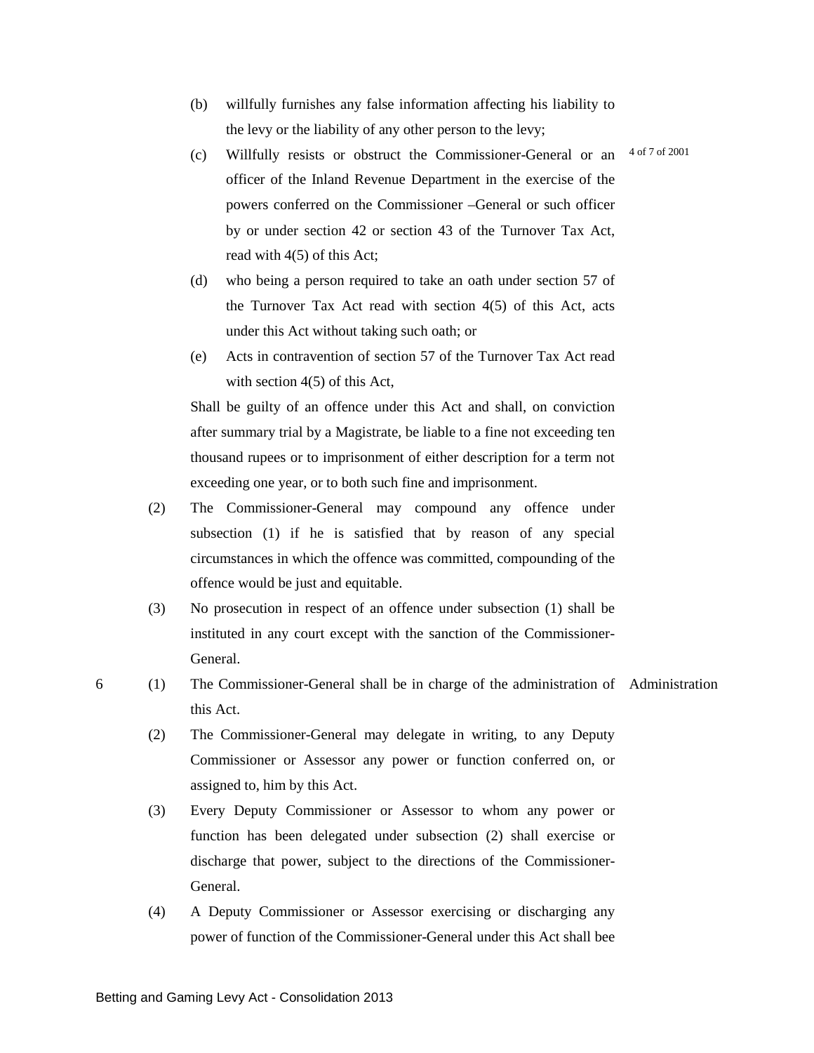(b) willfully furnishes any false information affecting his liability to the levy or the liability of any other person to the levy;

(c) Willfully resists or obstruct the Commissioner-General or an officer of the Inland Revenue Department in the exercise of the powers conferred on the Commissioner –General or such officer by or under section 42 or section 43 of the Turnover Tax Act, read with 4(5) of this Act; 4 of 7 of 2001

(d) who being a person required to take an oath under section 57 of the Turnover Tax Act read with section 4(5) of this Act, acts under this Act without taking such oath; or

(e) Acts in contravention of section 57 of the Turnover Tax Act read with section 4(5) of this Act,

Shall be guilty of an offence under this Act and shall, on conviction after summary trial by a Magistrate, be liable to a fine not exceeding ten thousand rupees or to imprisonment of either description for a term not exceeding one year, or to both such fine and imprisonment.

(2) The Commissioner-General may compound any offence under subsection (1) if he is satisfied that by reason of any special circumstances in which the offence was committed, compounding of the offence would be just and equitable.

(3) No prosecution in respect of an offence under subsection (1) shall be instituted in any court except with the sanction of the Commissioner-General.

6 (1) The Commissioner-General shall be in charge of the administration of this Act. Administration

(2) The Commissioner-General may delegate in writing, to any Deputy Commissioner or Assessor any power or function conferred on, or assigned to, him by this Act.

(3) Every Deputy Commissioner or Assessor to whom any power or function has been delegated under subsection (2) shall exercise or discharge that power, subject to the directions of the Commissioner-General.

(4) A Deputy Commissioner or Assessor exercising or discharging any power of function of the Commissioner-General under this Act shall bee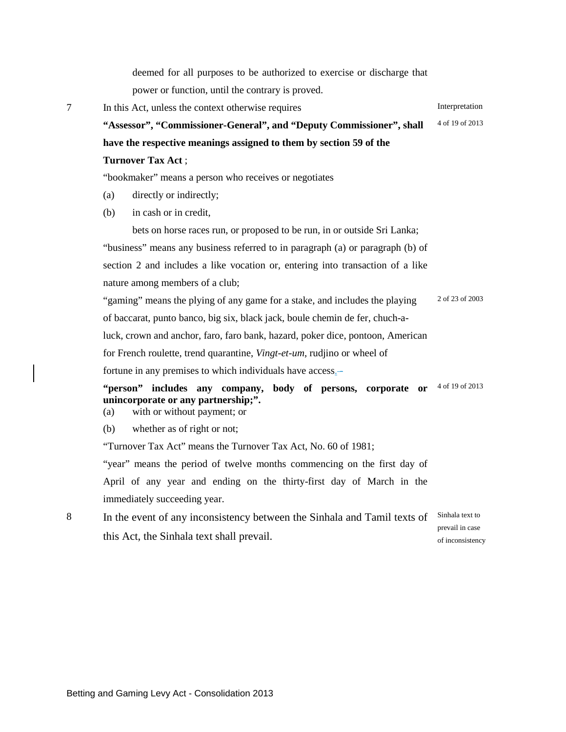deemed for all purposes to be authorized to exercise or discharge that power or function, until the contrary is proved.

7 In this Act, unless the context otherwise requires — *Interpretation*

*4 of 19 of 2013*

**"Assessor", "Commissioner-General", and "Deputy Commissioner", shall have the respective meanings assigned to them by section 59 of the Turnover Tax Act** ;

"bookmaker" means a person who receives or negotiates

(a) directly or indirectly;

(b) in cash or in credit,

bets on horse races run, or proposed to be run, in or outside Sri Lanka;

"business" means any business referred to in paragraph (a) or paragraph (b) of section 2 and includes a like vocation or, entering into transaction of a like nature among members of a club;

*2 of 23 of 2003*

"gaming" means the plying of any game for a stake, and includes the playing of baccarat, punto banco, big six, black jack, boule chemin de fer, chuch-a-luck, crown and anchor, faro, faro bank, hazard, poker dice, pontoon, American for French roulette, trend quarantine, *Vingt-et-um*, rudjino or wheel of fortune in any premises to which individuals have access. –

*4 of 19 of 2013*

**"person" includes any company, body of persons, corporate or unincorporate or any partnership;".**

(a) with or without payment; or

(b) whether as of right or not;

"Turnover Tax Act" means the Turnover Tax Act, No. 60 of 1981;

"year" means the period of twelve months commencing on the first day of April of any year and ending on the thirty-first day of March in the immediately succeeding year.

8 In the event of any inconsistency between the Sinhala and Tamil texts of this Act, the Sinhala text shall prevail. — *Sinhala text to prevail in case of inconsistency*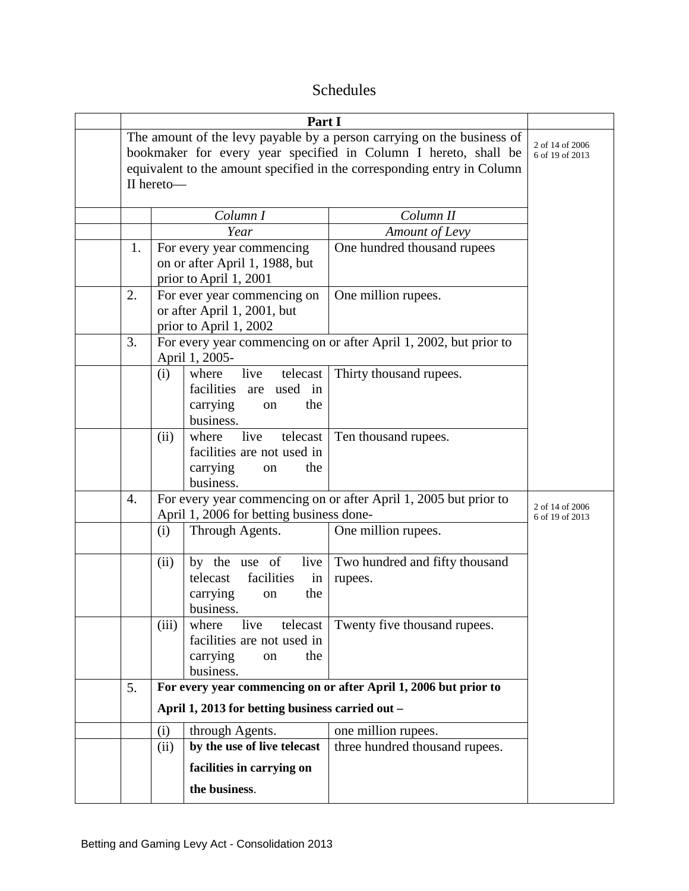# Schedules

| | Part I | | | |
|---|---|---|---|---|
| | The amount of the levy payable by a person carrying on the business of bookmaker for every year specified in Column I hereto, shall be equivalent to the amount specified in the corresponding entry in Column II hereto— | | | 2 of 14 of 2006<br>6 of 19 of 2013 |
| | | *Column I* | *Column II* | |
| | | *Year* | *Amount of Levy* | |
| 1. | | For every year commencing on or after April 1, 1988, but prior to April 1, 2001 | One hundred thousand rupees | |
| 2. | | For ever year commencing on or after April 1, 2001, but prior to April 1, 2002 | One million rupees. | |
| 3. | | For every year commencing on or after April 1, 2002, but prior to April 1, 2005- | | |
| | (i) | where live telecast facilities are used in carrying on the business. | Thirty thousand rupees. | |
| | (ii) | where live telecast facilities are not used in carrying on the business. | Ten thousand rupees. | |
| 4. | | For every year commencing on or after April 1, 2005 but prior to April 1, 2006 for betting business done- | | 2 of 14 of 2006<br>6 of 19 of 2013 |
| | (i) | Through Agents. | One million rupees. | |
| | (ii) | by the use of live telecast facilities in carrying on the business. | Two hundred and fifty thousand rupees. | |
| | (iii) | where live telecast facilities are not used in carrying on the business. | Twenty five thousand rupees. | |
| 5. | | **For every year commencing on or after April 1, 2006 but prior to April 1, 2013 for betting business carried out –** | | |
| | (i) | through Agents. | one million rupees. | |
| | (ii) | **by the use of live telecast facilities in carrying on the business**. | three hundred thousand rupees. | |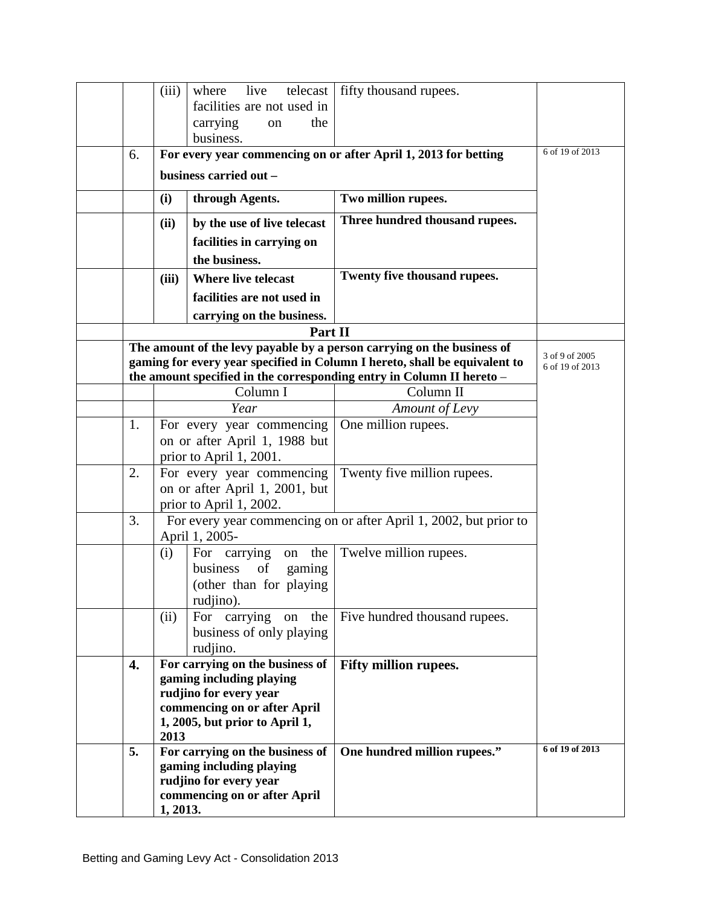| | | | | | |
|---|---|---|---|---|---|
| | | (iii) | where live telecast facilities are not used in carrying on the business. | fifty thousand rupees. | |
| | 6. | **For every year commencing on or after April 1, 2013 for betting business carried out –** | | | 6 of 19 of 2013 |
| | | **(i)** | **through Agents.** | **Two million rupees.** | |
| | | **(ii)** | **by the use of live telecast facilities in carrying on the business.** | **Three hundred thousand rupees.** | |
| | | **(iii)** | **Where live telecast facilities are not used in carrying on the business.** | **Twenty five thousand rupees.** | |
| | **Part II** | | | | |
| | **The amount of the levy payable by a person carrying on the business of gaming for every year specified in Column I hereto, shall be equivalent to the amount specified in the corresponding entry in Column II hereto** – | | | | 3 of 9 of 2005<br>6 of 19 of 2013 |
| | | Column I | | Column II | |
| | | *Year* | | *Amount of Levy* | |
| | 1. | For every year commencing on or after April 1, 1988 but prior to April 1, 2001. | | One million rupees. | |
| | 2. | For every year commencing on or after April 1, 2001, but prior to April 1, 2002. | | Twenty five million rupees. | |
| | 3. | For every year commencing on or after April 1, 2002, but prior to April 1, 2005- | | | |
| | | (i) | For carrying on the business of gaming (other than for playing rudjino). | Twelve million rupees. | |
| | | (ii) | For carrying on the business of only playing rudjino. | Five hundred thousand rupees. | |
| | **4.** | **For carrying on the business of gaming including playing rudjino for every year commencing on or after April 1, 2005, but prior to April 1, 2013** | | **Fifty million rupees.** | |
| | **5.** | **For carrying on the business of gaming including playing rudjino for every year commencing on or after April 1, 2013.** | | **One hundred million rupees."** | **6 of 19 of 2013** |